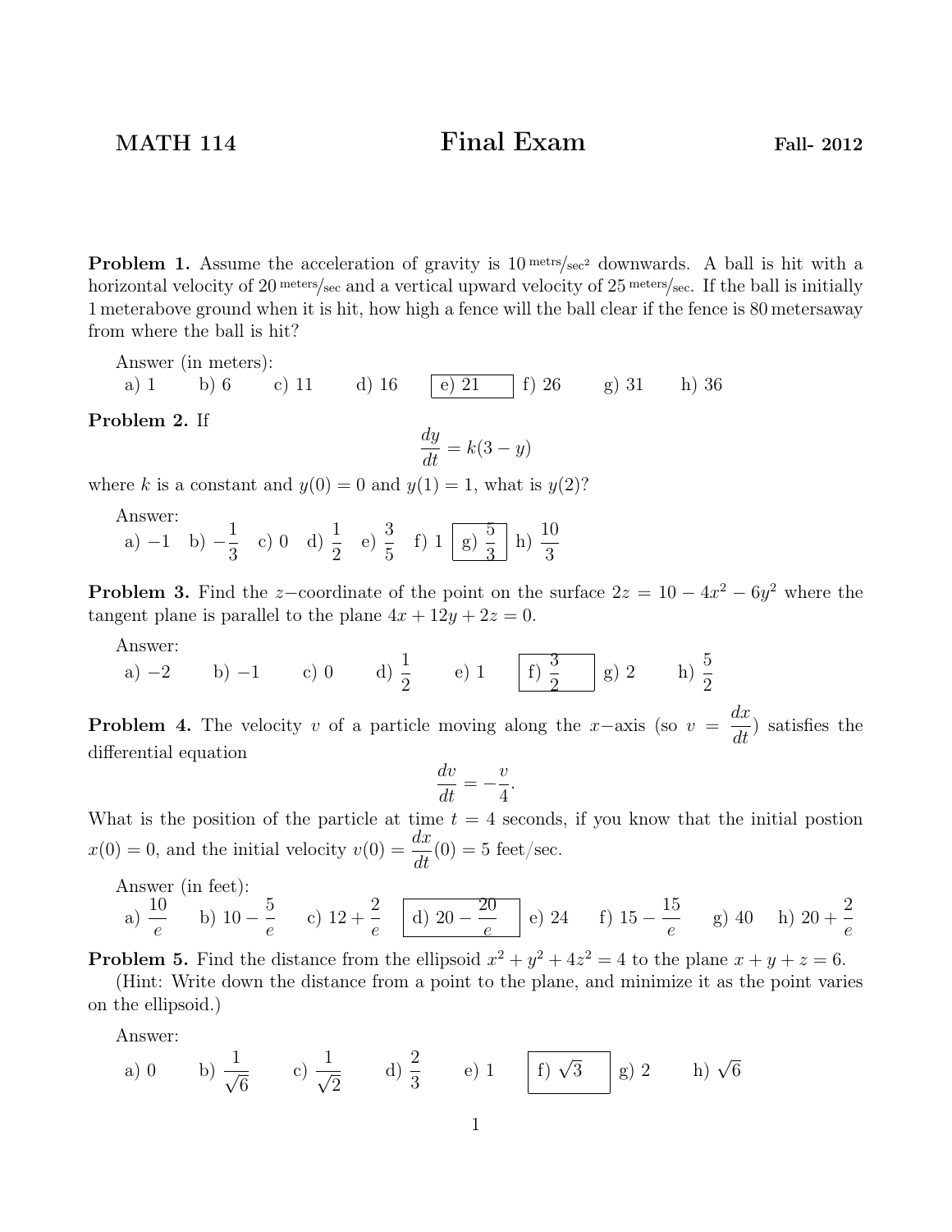MATH 114 **Final Exam** Fall- 2012

**Problem 1.** Assume the acceleration of gravity is $10\,^{\text{metrs}}/_{\text{sec}^2}$ downwards. A ball is hit with a horizontal velocity of $20\,^{\text{meters}}/_{\text{sec}}$ and a vertical upward velocity of $25\,^{\text{meters}}/_{\text{sec}}$. If the ball is initially 1 meterabove ground when it is hit, how high a fence will the ball clear if the fence is 80 metersaway from where the ball is hit?

Answer (in meters):
a) 1  b) 6  c) 11  d) 16  **[e) 21]**  f) 26  g) 31  h) 36

**Problem 2.** If

$$\frac{dy}{dt} = k(3 - y)$$

where $k$ is a constant and $y(0) = 0$ and $y(1) = 1$, what is $y(2)$?

Answer:
a) $-1$  b) $-\frac{1}{3}$  c) 0  d) $\frac{1}{2}$  e) $\frac{3}{5}$  f) 1  **[g) $\frac{5}{3}$]**  h) $\frac{10}{3}$

**Problem 3.** Find the $z-$coordinate of the point on the surface $2z = 10 - 4x^2 - 6y^2$ where the tangent plane is parallel to the plane $4x + 12y + 2z = 0$.

Answer:
a) $-2$  b) $-1$  c) 0  d) $\frac{1}{2}$  e) 1  **[f) $\frac{3}{2}$]**  g) 2  h) $\frac{5}{2}$

**Problem 4.** The velocity $v$ of a particle moving along the $x-$axis (so $v = \frac{dx}{dt}$) satisfies the differential equation

$$\frac{dv}{dt} = -\frac{v}{4}.$$

What is the position of the particle at time $t = 4$ seconds, if you know that the initial postion $x(0) = 0$, and the initial velocity $v(0) = \frac{dx}{dt}(0) = 5$ feet/sec.

Answer (in feet):
a) $\frac{10}{e}$  b) $10 - \frac{5}{e}$  c) $12 + \frac{2}{e}$  **[d) $20 - \frac{20}{e}$]**  e) 24  f) $15 - \frac{15}{e}$  g) 40  h) $20 + \frac{2}{e}$

**Problem 5.** Find the distance from the ellipsoid $x^2 + y^2 + 4z^2 = 4$ to the plane $x + y + z = 6$.
(Hint: Write down the distance from a point to the plane, and minimize it as the point varies on the ellipsoid.)

Answer:
a) 0  b) $\frac{1}{\sqrt{6}}$  c) $\frac{1}{\sqrt{2}}$  d) $\frac{2}{3}$  e) 1  **[f) $\sqrt{3}$]**  g) 2  h) $\sqrt{6}$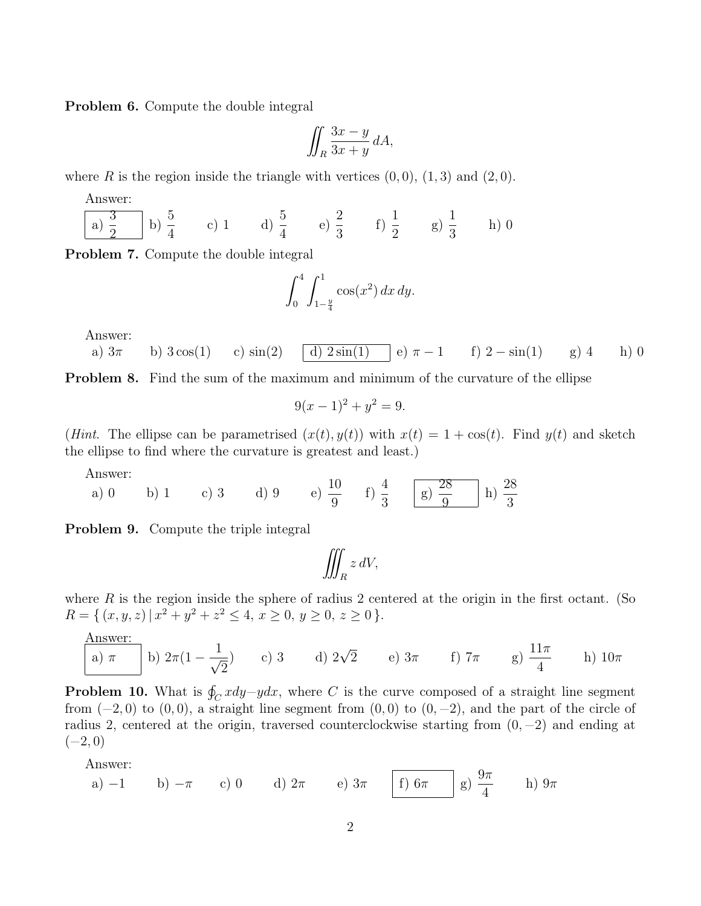**Problem 6.** Compute the double integral

$$\iint_R \frac{3x - y}{3x + y}\, dA,$$

where $R$ is the region inside the triangle with vertices $(0,0)$, $(1,3)$ and $(2,0)$.

Answer:

a) $\frac{3}{2}$ b) $\frac{5}{4}$ c) 1 d) $\frac{5}{4}$ e) $\frac{2}{3}$ f) $\frac{1}{2}$ g) $\frac{1}{3}$ h) 0

**Problem 7.** Compute the double integral

$$\int_0^4 \int_{1-\frac{y}{4}}^1 \cos(x^2)\, dx\, dy.$$

Answer:

a) $3\pi$ b) $3\cos(1)$ c) $\sin(2)$ d) $2\sin(1)$ e) $\pi - 1$ f) $2 - \sin(1)$ g) 4 h) 0

**Problem 8.** Find the sum of the maximum and minimum of the curvature of the ellipse

$$9(x-1)^2 + y^2 = 9.$$

(*Hint*. The ellipse can be parametrised $(x(t), y(t))$ with $x(t) = 1 + \cos(t)$. Find $y(t)$ and sketch the ellipse to find where the curvature is greatest and least.)

Answer:

a) 0 b) 1 c) 3 d) 9 e) $\frac{10}{9}$ f) $\frac{4}{3}$ g) $\frac{28}{9}$ h) $\frac{28}{3}$

**Problem 9.** Compute the triple integral

$$\iiint_R z\, dV,$$

where $R$ is the region inside the sphere of radius 2 centered at the origin in the first octant. (So $R = \{\, (x,y,z) \mid x^2 + y^2 + z^2 \leq 4,\ x \geq 0,\ y \geq 0,\ z \geq 0 \,\}$.

Answer:

a) $\pi$ b) $2\pi(1 - \frac{1}{\sqrt{2}})$ c) 3 d) $2\sqrt{2}$ e) $3\pi$ f) $7\pi$ g) $\frac{11\pi}{4}$ h) $10\pi$

**Problem 10.** What is $\oint_C x dy - y dx$, where $C$ is the curve composed of a straight line segment from $(-2,0)$ to $(0,0)$, a straight line segment from $(0,0)$ to $(0,-2)$, and the part of the circle of radius 2, centered at the origin, traversed counterclockwise starting from $(0,-2)$ and ending at $(-2,0)$

Answer:

a) $-1$ b) $-\pi$ c) 0 d) $2\pi$ e) $3\pi$ f) $6\pi$ g) $\frac{9\pi}{4}$ h) $9\pi$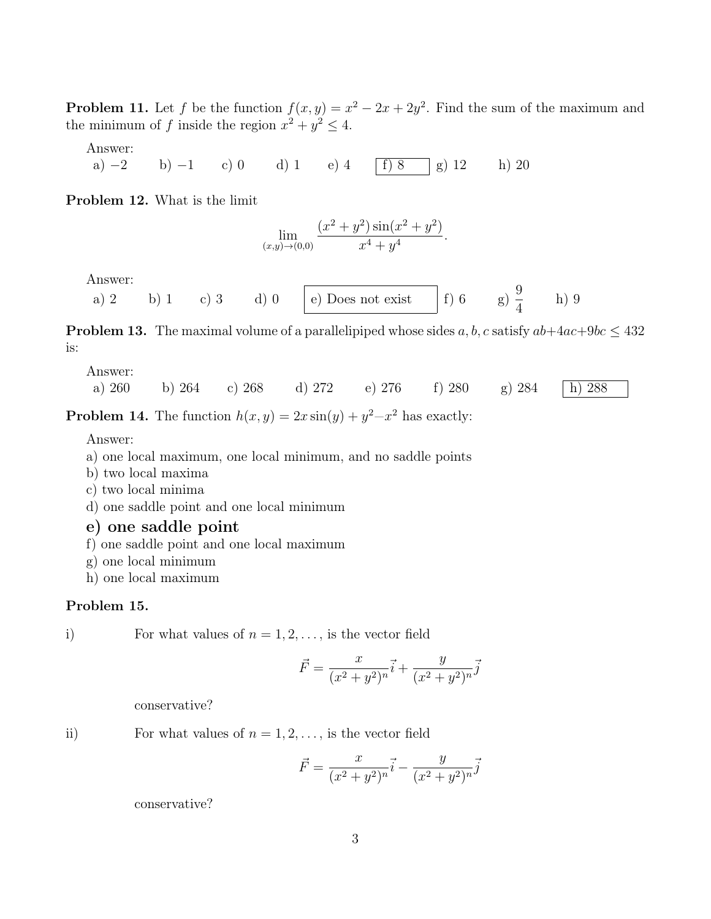**Problem 11.** Let $f$ be the function $f(x, y) = x^2 - 2x + 2y^2$. Find the sum of the maximum and the minimum of $f$ inside the region $x^2 + y^2 \leq 4$.

Answer:
a) $-2$ b) $-1$ c) 0 d) 1 e) 4 **f) 8** g) 12 h) 20

**Problem 12.** What is the limit

$$\lim_{(x,y)\to(0,0)} \frac{(x^2 + y^2)\sin(x^2 + y^2)}{x^4 + y^4}.$$

Answer:
a) 2 b) 1 c) 3 d) 0 **e) Does not exist** f) 6 g) $\frac{9}{4}$ h) 9

**Problem 13.** The maximal volume of a parallelipiped whose sides $a, b, c$ satisfy $ab+4ac+9bc \leq 432$ is:

Answer:
a) 260 b) 264 c) 268 d) 272 e) 276 f) 280 g) 284 **h) 288**

**Problem 14.** The function $h(x, y) = 2x\sin(y) + y^2 - x^2$ has exactly:

Answer:
a) one local maximum, one local minimum, and no saddle points
b) two local maxima
c) two local minima
d) one saddle point and one local minimum
**e) one saddle point**
f) one saddle point and one local maximum
g) one local minimum
h) one local maximum

**Problem 15.**

i) For what values of $n = 1, 2, \ldots,$ is the vector field

$$\vec{F} = \frac{x}{(x^2 + y^2)^n}\vec{i} + \frac{y}{(x^2 + y^2)^n}\vec{j}$$

conservative?

ii) For what values of $n = 1, 2, \ldots,$ is the vector field

$$\vec{F} = \frac{x}{(x^2 + y^2)^n}\vec{i} - \frac{y}{(x^2 + y^2)^n}\vec{j}$$

conservative?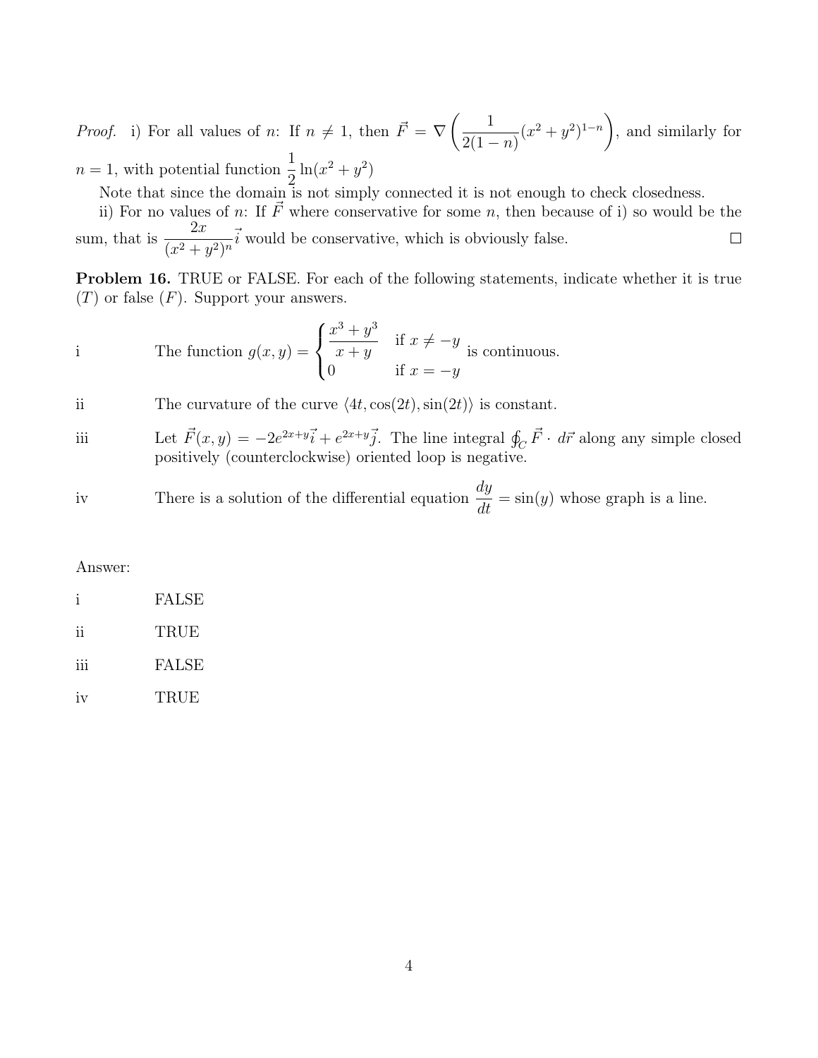*Proof.* i) For all values of $n$: If $n \neq 1$, then $\vec{F} = \nabla\left(\frac{1}{2(1-n)}(x^2+y^2)^{1-n}\right)$, and similarly for $n = 1$, with potential function $\frac{1}{2}\ln(x^2+y^2)$

Note that since the domain is not simply connected it is not enough to check closedness.

ii) For no values of $n$: If $\vec{F}$ where conservative for some $n$, then because of i) so would be the sum, that is $\frac{2x}{(x^2+y^2)^n}\vec{i}$ would be conservative, which is obviously false. □

**Problem 16.** TRUE or FALSE. For each of the following statements, indicate whether it is true ($T$) or false ($F$). Support your answers.

i The function $g(x,y) = \begin{cases} \frac{x^3+y^3}{x+y} & \text{if } x \neq -y \\ 0 & \text{if } x = -y \end{cases}$ is continuous.

ii The curvature of the curve $\langle 4t, \cos(2t), \sin(2t)\rangle$ is constant.

iii Let $\vec{F}(x,y) = -2e^{2x+y}\vec{i} + e^{2x+y}\vec{j}$. The line integral $\oint_C \vec{F}\cdot d\vec{r}$ along any simple closed positively (counterclockwise) oriented loop is negative.

iv There is a solution of the differential equation $\frac{dy}{dt} = \sin(y)$ whose graph is a line.

Answer:

i FALSE

ii TRUE

iii FALSE

iv TRUE